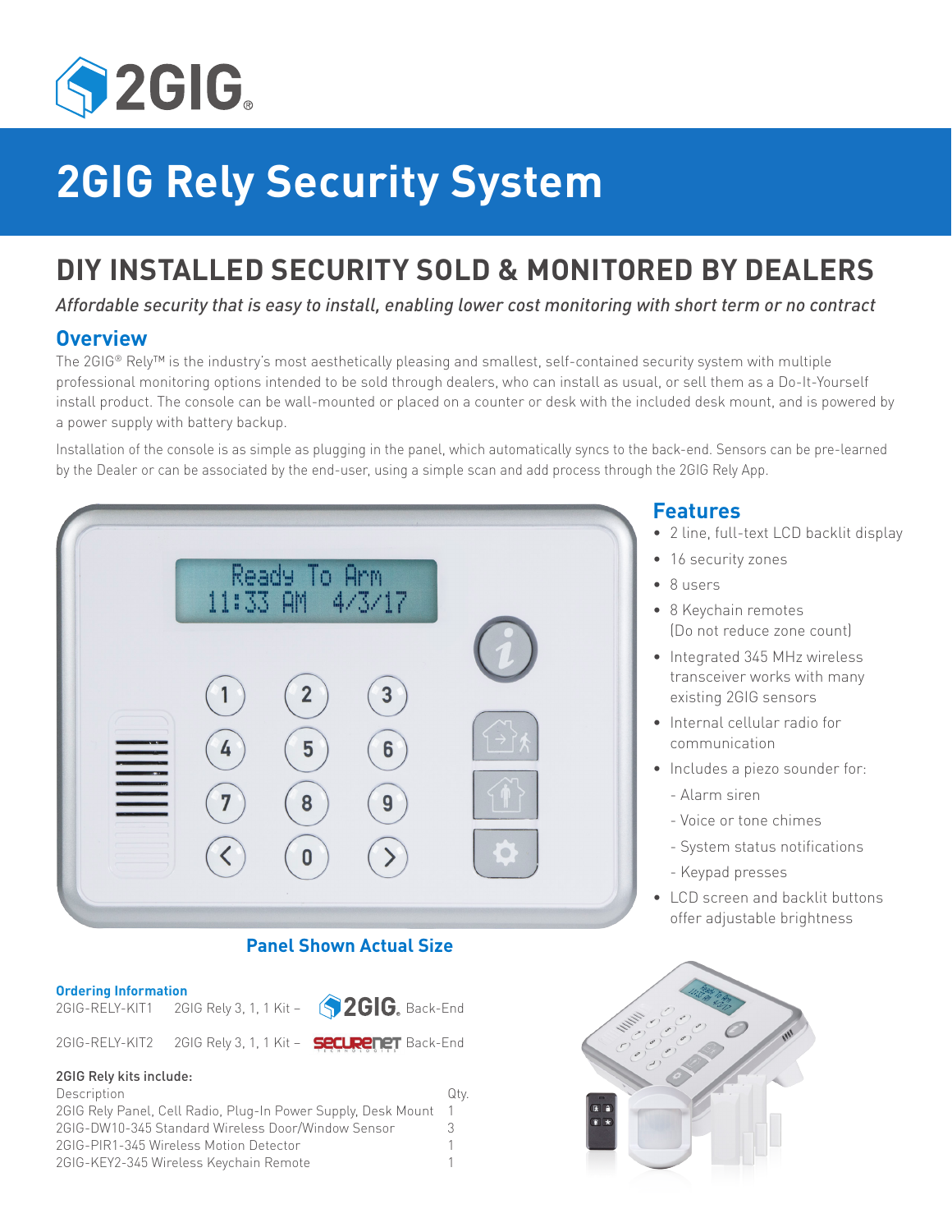# 2GIG Rely Security System

## DIY INSTALLED SECURITY SOLD & MONITORED BY DEALERS

*Affordable security that is easy to install, enabling lower cost monitoring with short term or no contract*

### Overview

The 2GIG® Rely™ is the industry's most aesthetically pleasing and smallest, self-contained security system with multiple professional monitoring options intended to be sold through dealers, who can install as usual, or sell them as a Do-It-Yourself install product. The console can be wall-mounted or placed on a counter or desk with the included desk mount, and is powered by a power supply with battery backup.

Installation of the console is as simple as plugging in the panel, which automatically syncs to the back-end. Sensors can be pre-learned by the Dealer or can be associated by the end-user, using a simple scan and add process through the 2GIG Rely App.

**Panel Shown Actual Size**

### Features

- 2 line, full-text LCD backlit display
- 16 security zones
- 8 users
- 8 Keychain remotes (Do not reduce zone count)
- Integrated 345 MHz wireless transceiver works with many existing 2GIG sensors
- Internal cellular radio for communication
- Includes a piezo sounder for:
  - Alarm siren
  - Voice or tone chimes
  - System status notifications
  - Keypad presses
- LCD screen and backlit buttons offer adjustable brightness

### Ordering Information

2GIG-RELY-KIT1 2GIG Rely 3, 1, 1 Kit – 2GIG Back-End

2GIG-RELY-KIT2 2GIG Rely 3, 1, 1 Kit – SecureNet Back-End

**2GIG Rely kits include:**

| Description | Qty. |
|---|---|
| 2GIG Rely Panel, Cell Radio, Plug-In Power Supply, Desk Mount | 1 |
| 2GIG-DW10-345 Standard Wireless Door/Window Sensor | 3 |
| 2GIG-PIR1-345 Wireless Motion Detector | 1 |
| 2GIG-KEY2-345 Wireless Keychain Remote | 1 |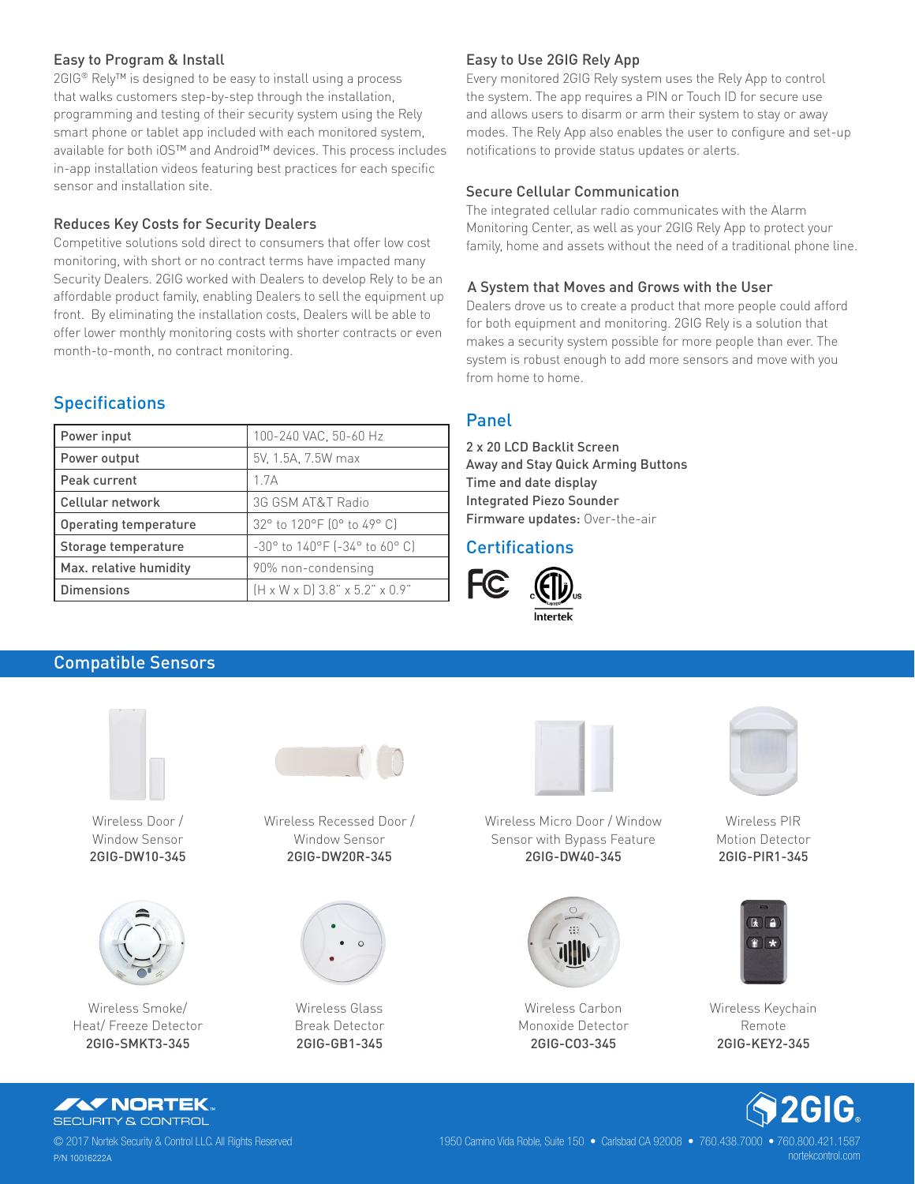### Easy to Program & Install

2GIG® Rely™ is designed to be easy to install using a process that walks customers step-by-step through the installation, programming and testing of their security system using the Rely smart phone or tablet app included with each monitored system, available for both iOS™ and Android™ devices. This process includes in-app installation videos featuring best practices for each specific sensor and installation site.

### Reduces Key Costs for Security Dealers

Competitive solutions sold direct to consumers that offer low cost monitoring, with short or no contract terms have impacted many Security Dealers. 2GIG worked with Dealers to develop Rely to be an affordable product family, enabling Dealers to sell the equipment up front. By eliminating the installation costs, Dealers will be able to offer lower monthly monitoring costs with shorter contracts or even month-to-month, no contract monitoring.

## Specifications

| | |
|---|---|
| Power input | 100-240 VAC, 50-60 Hz |
| Power output | 5V, 1.5A, 7.5W max |
| Peak current | 1.7A |
| Cellular network | 3G GSM AT&T Radio |
| Operating temperature | 32° to 120°F (0° to 49° C) |
| Storage temperature | -30° to 140°F (-34° to 60° C) |
| Max. relative humidity | 90% non-condensing |
| Dimensions | (H x W x D) 3.8" x 5.2" x 0.9" |

### Easy to Use 2GIG Rely App

Every monitored 2GIG Rely system uses the Rely App to control the system. The app requires a PIN or Touch ID for secure use and allows users to disarm or arm their system to stay or away modes. The Rely App also enables the user to configure and set-up notifications to provide status updates or alerts.

### Secure Cellular Communication

The integrated cellular radio communicates with the Alarm Monitoring Center, as well as your 2GIG Rely App to protect your family, home and assets without the need of a traditional phone line.

### A System that Moves and Grows with the User

Dealers drove us to create a product that more people could afford for both equipment and monitoring. 2GIG Rely is a solution that makes a security system possible for more people than ever. The system is robust enough to add more sensors and move with you from home to home.

## Panel

2 x 20 LCD Backlit Screen
Away and Stay Quick Arming Buttons
Time and date display
Integrated Piezo Sounder
Firmware updates: Over-the-air

## Certifications

FC
C ETL US Intertek

## Compatible Sensors

Wireless Door / Window Sensor
2GIG-DW10-345

Wireless Recessed Door / Window Sensor
2GIG-DW20R-345

Wireless Micro Door / Window Sensor with Bypass Feature
2GIG-DW40-345

Wireless PIR Motion Detector
2GIG-PIR1-345

Wireless Smoke/ Heat/ Freeze Detector
2GIG-SMKT3-345

Wireless Glass Break Detector
2GIG-GB1-345

Wireless Carbon Monoxide Detector
2GIG-CO3-345

Wireless Keychain Remote
2GIG-KEY2-345

NORTEK SECURITY & CONTROL

© 2017 Nortek Security & Control LLC. All Rights Reserved
P/N 10016222A

2GIG

1950 Camino Vida Roble, Suite 150 • Carlsbad CA 92008 • 760.438.7000 • 760.800.421.1587
nortekcontrol.com